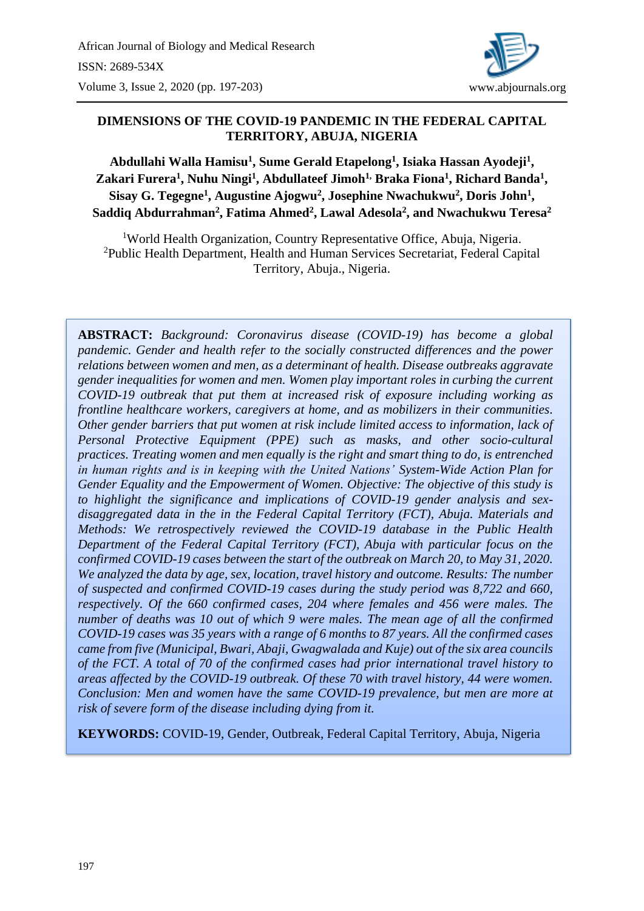# DIMENSIONS OF THE COVID-19 PANDEMIC IN THE FEDERAL CAPITAL TERRITORY, ABUJA, NIGERIA

**Abdullahi Walla Hamisu[1], Sume Gerald Etapelong[1], Isiaka Hassan Ayodeji[1], Zakari Furera[1], Nuhu Ningi[1], Abdullateef Jimoh[1], Braka Fiona[1], Richard Banda[1], Sisay G. Tegegne[1], Augustine Ajogwu[2], Josephine Nwachukwu[2], Doris John[1], Saddiq Abdurrahman[2], Fatima Ahmed[2], Lawal Adesola[2], and Nwachukwu Teresa[2]**

[1]World Health Organization, Country Representative Office, Abuja, Nigeria.
[2]Public Health Department, Health and Human Services Secretariat, Federal Capital Territory, Abuja., Nigeria.

**ABSTRACT:** *Background: Coronavirus disease (COVID-19) has become a global pandemic. Gender and health refer to the socially constructed differences and the power relations between women and men, as a determinant of health. Disease outbreaks aggravate gender inequalities for women and men. Women play important roles in curbing the current COVID-19 outbreak that put them at increased risk of exposure including working as frontline healthcare workers, caregivers at home, and as mobilizers in their communities. Other gender barriers that put women at risk include limited access to information, lack of Personal Protective Equipment (PPE) such as masks, and other socio-cultural practices. Treating women and men equally is the right and smart thing to do, is entrenched in human rights and is in keeping with the United Nations' System-Wide Action Plan for Gender Equality and the Empowerment of Women. Objective: The objective of this study is to highlight the significance and implications of COVID-19 gender analysis and sex-disaggregated data in the in the Federal Capital Territory (FCT), Abuja. Materials and Methods: We retrospectively reviewed the COVID-19 database in the Public Health Department of the Federal Capital Territory (FCT), Abuja with particular focus on the confirmed COVID-19 cases between the start of the outbreak on March 20, to May 31, 2020. We analyzed the data by age, sex, location, travel history and outcome. Results: The number of suspected and confirmed COVID-19 cases during the study period was 8,722 and 660, respectively. Of the 660 confirmed cases, 204 where females and 456 were males. The number of deaths was 10 out of which 9 were males. The mean age of all the confirmed COVID-19 cases was 35 years with a range of 6 months to 87 years. All the confirmed cases came from five (Municipal, Bwari, Abaji, Gwagwalada and Kuje) out of the six area councils of the FCT. A total of 70 of the confirmed cases had prior international travel history to areas affected by the COVID-19 outbreak. Of these 70 with travel history, 44 were women. Conclusion: Men and women have the same COVID-19 prevalence, but men are more at risk of severe form of the disease including dying from it.*

**KEYWORDS:** COVID-19, Gender, Outbreak, Federal Capital Territory, Abuja, Nigeria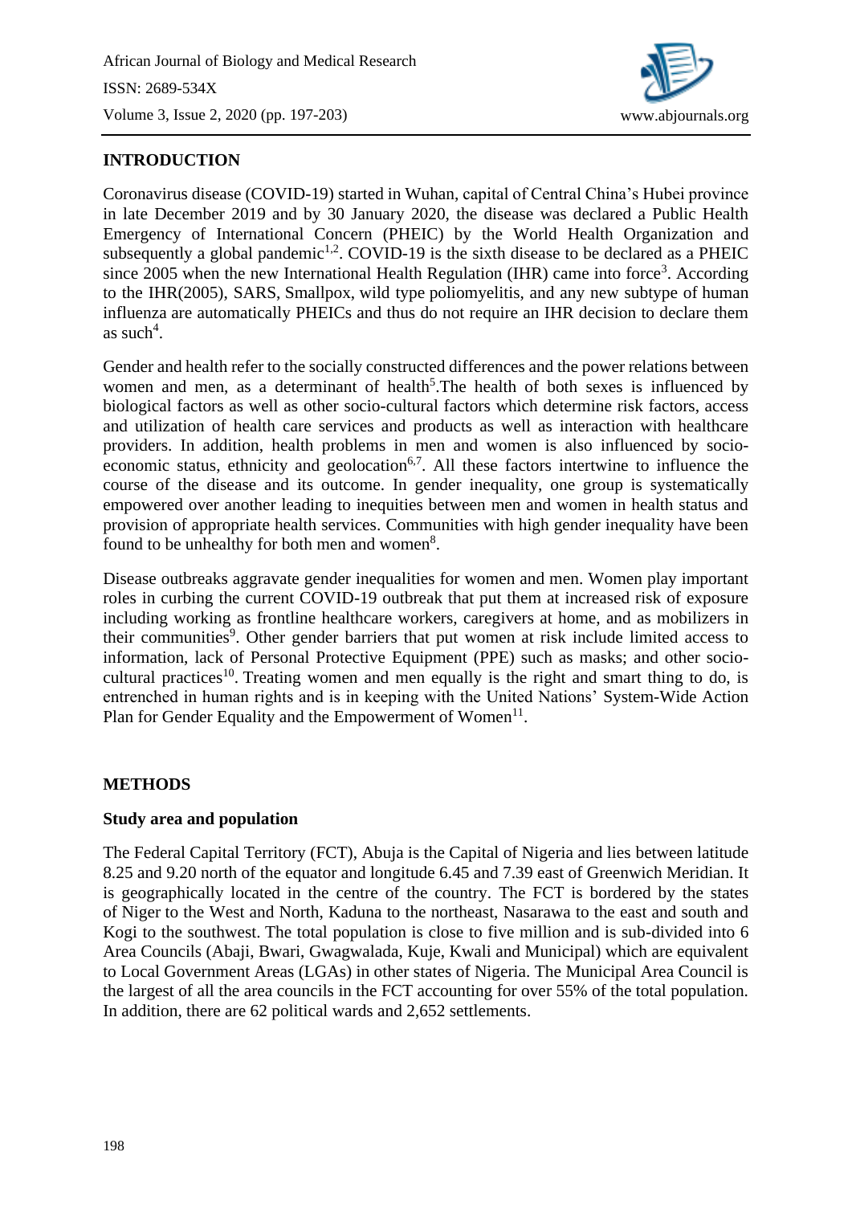## INTRODUCTION

Coronavirus disease (COVID-19) started in Wuhan, capital of Central China's Hubei province in late December 2019 and by 30 January 2020, the disease was declared a Public Health Emergency of International Concern (PHEIC) by the World Health Organization and subsequently a global pandemic[1,2]. COVID-19 is the sixth disease to be declared as a PHEIC since 2005 when the new International Health Regulation (IHR) came into force[3]. According to the IHR(2005), SARS, Smallpox, wild type poliomyelitis, and any new subtype of human influenza are automatically PHEICs and thus do not require an IHR decision to declare them as such[4].

Gender and health refer to the socially constructed differences and the power relations between women and men, as a determinant of health[5].The health of both sexes is influenced by biological factors as well as other socio-cultural factors which determine risk factors, access and utilization of health care services and products as well as interaction with healthcare providers. In addition, health problems in men and women is also influenced by socio-economic status, ethnicity and geolocation[6,7]. All these factors intertwine to influence the course of the disease and its outcome. In gender inequality, one group is systematically empowered over another leading to inequities between men and women in health status and provision of appropriate health services. Communities with high gender inequality have been found to be unhealthy for both men and women[8].

Disease outbreaks aggravate gender inequalities for women and men. Women play important roles in curbing the current COVID-19 outbreak that put them at increased risk of exposure including working as frontline healthcare workers, caregivers at home, and as mobilizers in their communities[9]. Other gender barriers that put women at risk include limited access to information, lack of Personal Protective Equipment (PPE) such as masks; and other socio-cultural practices[10]. Treating women and men equally is the right and smart thing to do, is entrenched in human rights and is in keeping with the United Nations' System-Wide Action Plan for Gender Equality and the Empowerment of Women[11].

## METHODS

### Study area and population

The Federal Capital Territory (FCT), Abuja is the Capital of Nigeria and lies between latitude 8.25 and 9.20 north of the equator and longitude 6.45 and 7.39 east of Greenwich Meridian. It is geographically located in the centre of the country. The FCT is bordered by the states of Niger to the West and North, Kaduna to the northeast, Nasarawa to the east and south and Kogi to the southwest. The total population is close to five million and is sub-divided into 6 Area Councils (Abaji, Bwari, Gwagwalada, Kuje, Kwali and Municipal) which are equivalent to Local Government Areas (LGAs) in other states of Nigeria. The Municipal Area Council is the largest of all the area councils in the FCT accounting for over 55% of the total population. In addition, there are 62 political wards and 2,652 settlements.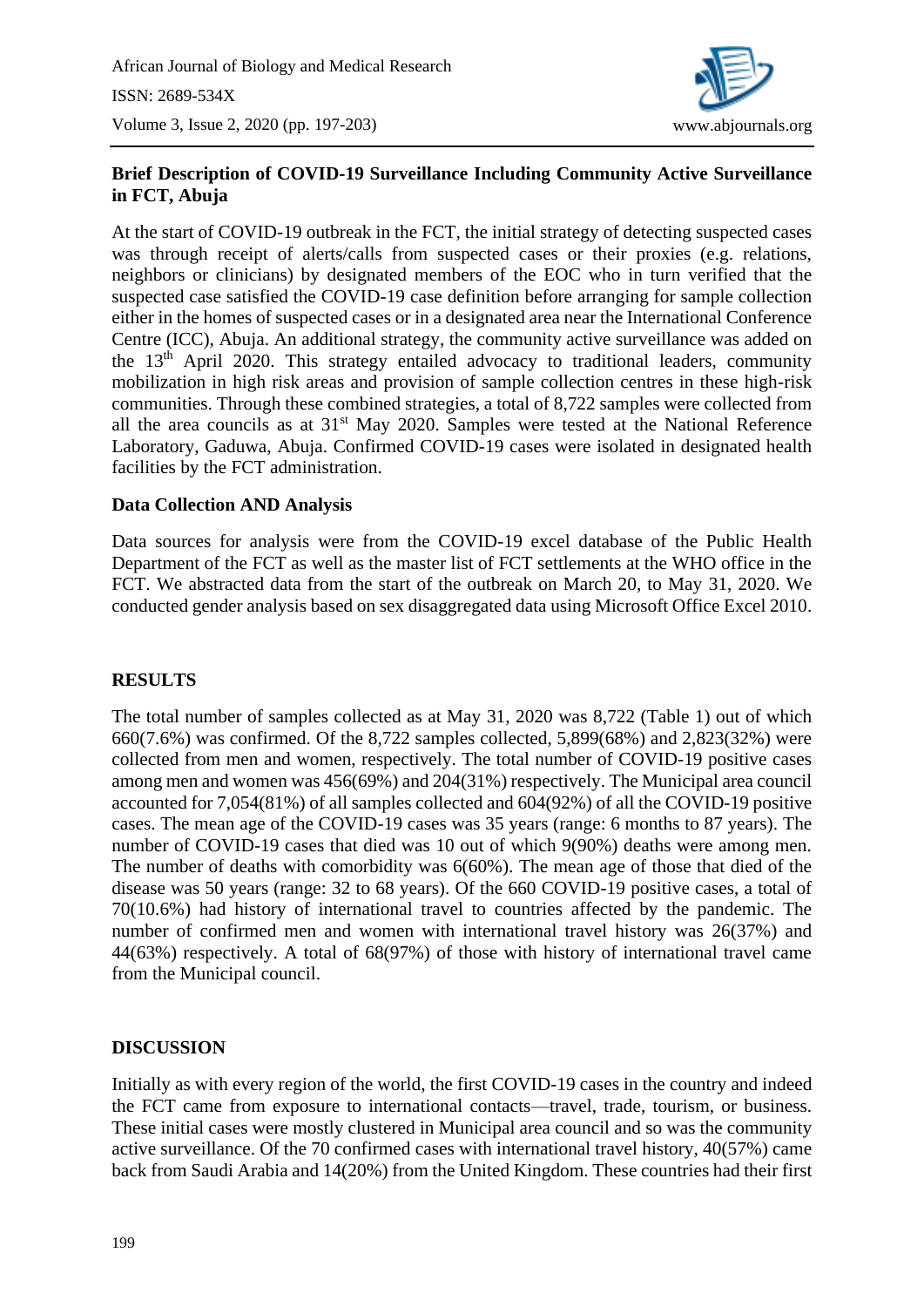**Brief Description of COVID-19 Surveillance Including Community Active Surveillance in FCT, Abuja**

At the start of COVID-19 outbreak in the FCT, the initial strategy of detecting suspected cases was through receipt of alerts/calls from suspected cases or their proxies (e.g. relations, neighbors or clinicians) by designated members of the EOC who in turn verified that the suspected case satisfied the COVID-19 case definition before arranging for sample collection either in the homes of suspected cases or in a designated area near the International Conference Centre (ICC), Abuja. An additional strategy, the community active surveillance was added on the 13th April 2020. This strategy entailed advocacy to traditional leaders, community mobilization in high risk areas and provision of sample collection centres in these high-risk communities. Through these combined strategies, a total of 8,722 samples were collected from all the area councils as at 31st May 2020. Samples were tested at the National Reference Laboratory, Gaduwa, Abuja. Confirmed COVID-19 cases were isolated in designated health facilities by the FCT administration.

**Data Collection AND Analysis**

Data sources for analysis were from the COVID-19 excel database of the Public Health Department of the FCT as well as the master list of FCT settlements at the WHO office in the FCT. We abstracted data from the start of the outbreak on March 20, to May 31, 2020. We conducted gender analysis based on sex disaggregated data using Microsoft Office Excel 2010.

## RESULTS

The total number of samples collected as at May 31, 2020 was 8,722 (Table 1) out of which 660(7.6%) was confirmed. Of the 8,722 samples collected, 5,899(68%) and 2,823(32%) were collected from men and women, respectively. The total number of COVID-19 positive cases among men and women was 456(69%) and 204(31%) respectively. The Municipal area council accounted for 7,054(81%) of all samples collected and 604(92%) of all the COVID-19 positive cases. The mean age of the COVID-19 cases was 35 years (range: 6 months to 87 years). The number of COVID-19 cases that died was 10 out of which 9(90%) deaths were among men. The number of deaths with comorbidity was 6(60%). The mean age of those that died of the disease was 50 years (range: 32 to 68 years). Of the 660 COVID-19 positive cases, a total of 70(10.6%) had history of international travel to countries affected by the pandemic. The number of confirmed men and women with international travel history was 26(37%) and 44(63%) respectively. A total of 68(97%) of those with history of international travel came from the Municipal council.

## DISCUSSION

Initially as with every region of the world, the first COVID-19 cases in the country and indeed the FCT came from exposure to international contacts—travel, trade, tourism, or business. These initial cases were mostly clustered in Municipal area council and so was the community active surveillance. Of the 70 confirmed cases with international travel history, 40(57%) came back from Saudi Arabia and 14(20%) from the United Kingdom. These countries had their first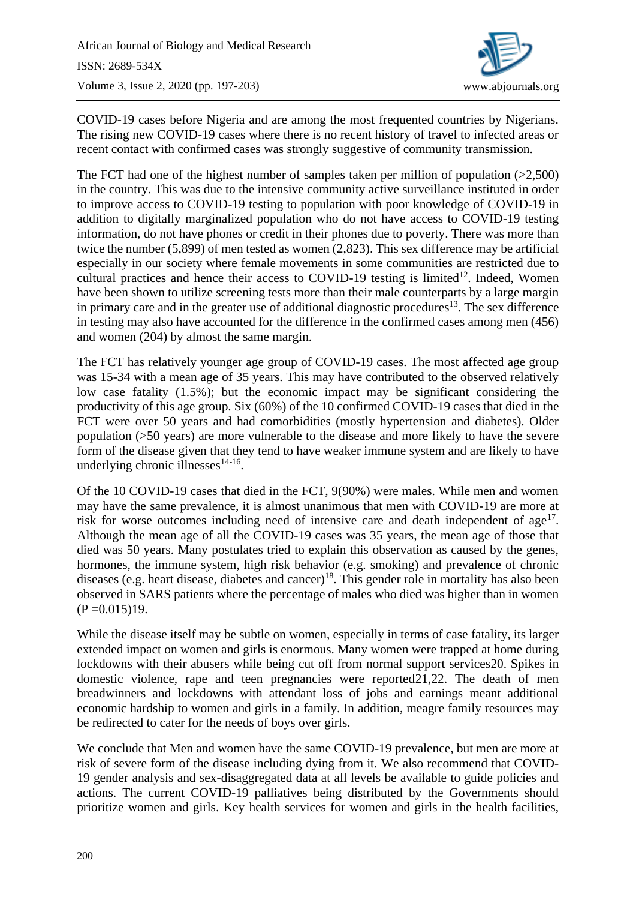COVID-19 cases before Nigeria and are among the most frequented countries by Nigerians. The rising new COVID-19 cases where there is no recent history of travel to infected areas or recent contact with confirmed cases was strongly suggestive of community transmission.

The FCT had one of the highest number of samples taken per million of population (>2,500) in the country. This was due to the intensive community active surveillance instituted in order to improve access to COVID-19 testing to population with poor knowledge of COVID-19 in addition to digitally marginalized population who do not have access to COVID-19 testing information, do not have phones or credit in their phones due to poverty. There was more than twice the number (5,899) of men tested as women (2,823). This sex difference may be artificial especially in our society where female movements in some communities are restricted due to cultural practices and hence their access to COVID-19 testing is limited[12]. Indeed, Women have been shown to utilize screening tests more than their male counterparts by a large margin in primary care and in the greater use of additional diagnostic procedures[13]. The sex difference in testing may also have accounted for the difference in the confirmed cases among men (456) and women (204) by almost the same margin.

The FCT has relatively younger age group of COVID-19 cases. The most affected age group was 15-34 with a mean age of 35 years. This may have contributed to the observed relatively low case fatality (1.5%); but the economic impact may be significant considering the productivity of this age group. Six (60%) of the 10 confirmed COVID-19 cases that died in the FCT were over 50 years and had comorbidities (mostly hypertension and diabetes). Older population (>50 years) are more vulnerable to the disease and more likely to have the severe form of the disease given that they tend to have weaker immune system and are likely to have underlying chronic illnesses[14-16].

Of the 10 COVID-19 cases that died in the FCT, 9(90%) were males. While men and women may have the same prevalence, it is almost unanimous that men with COVID-19 are more at risk for worse outcomes including need of intensive care and death independent of age[17]. Although the mean age of all the COVID-19 cases was 35 years, the mean age of those that died was 50 years. Many postulates tried to explain this observation as caused by the genes, hormones, the immune system, high risk behavior (e.g. smoking) and prevalence of chronic diseases (e.g. heart disease, diabetes and cancer)[18]. This gender role in mortality has also been observed in SARS patients where the percentage of males who died was higher than in women (P =0.015)19.

While the disease itself may be subtle on women, especially in terms of case fatality, its larger extended impact on women and girls is enormous. Many women were trapped at home during lockdowns with their abusers while being cut off from normal support services20. Spikes in domestic violence, rape and teen pregnancies were reported21,22. The death of men breadwinners and lockdowns with attendant loss of jobs and earnings meant additional economic hardship to women and girls in a family. In addition, meagre family resources may be redirected to cater for the needs of boys over girls.

We conclude that Men and women have the same COVID-19 prevalence, but men are more at risk of severe form of the disease including dying from it. We also recommend that COVID-19 gender analysis and sex-disaggregated data at all levels be available to guide policies and actions. The current COVID-19 palliatives being distributed by the Governments should prioritize women and girls. Key health services for women and girls in the health facilities,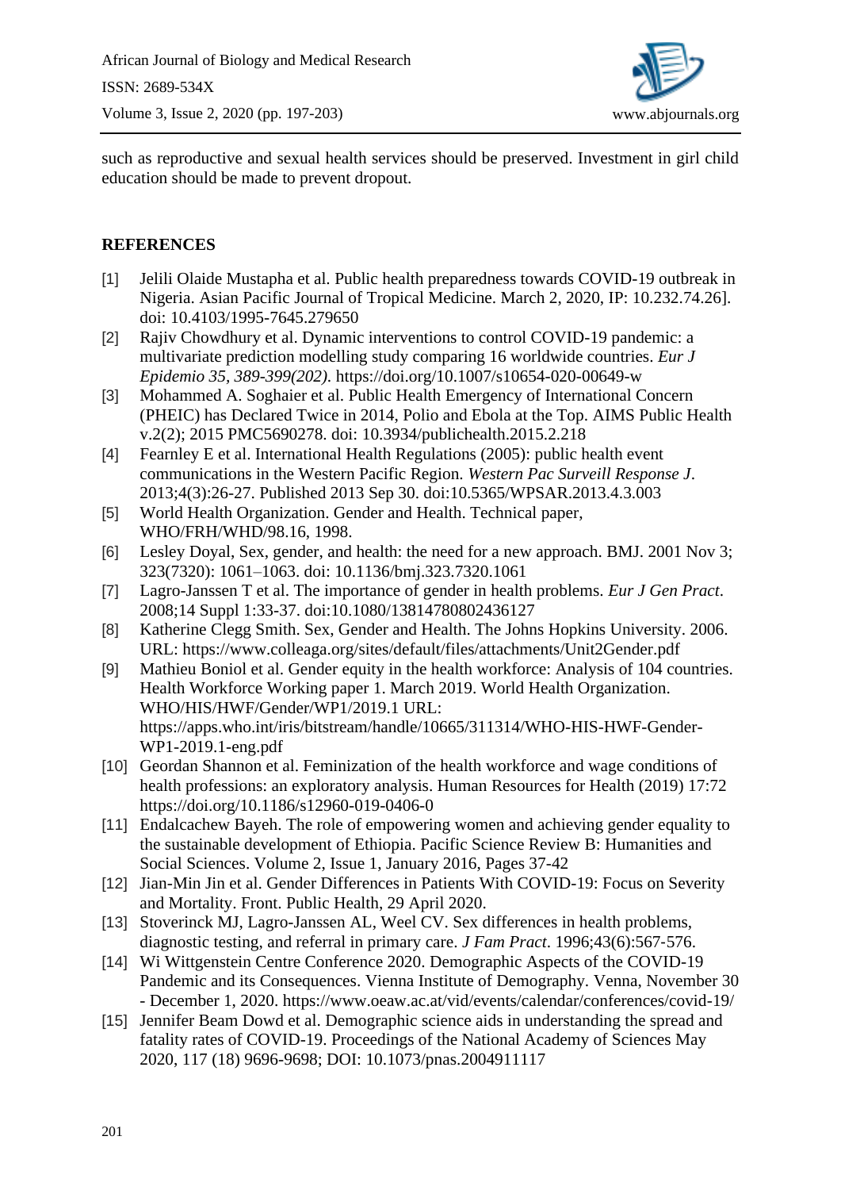such as reproductive and sexual health services should be preserved. Investment in girl child education should be made to prevent dropout.

## REFERENCES

[1] Jelili Olaide Mustapha et al. Public health preparedness towards COVID-19 outbreak in Nigeria. Asian Pacific Journal of Tropical Medicine. March 2, 2020, IP: 10.232.74.26]. doi: 10.4103/1995-7645.279650

[2] Rajiv Chowdhury et al. Dynamic interventions to control COVID-19 pandemic: a multivariate prediction modelling study comparing 16 worldwide countries. *Eur J Epidemio 35, 389-399(202)*. https://doi.org/10.1007/s10654-020-00649-w

[3] Mohammed A. Soghaier et al. Public Health Emergency of International Concern (PHEIC) has Declared Twice in 2014, Polio and Ebola at the Top. AIMS Public Health v.2(2); 2015 PMC5690278. doi: 10.3934/publichealth.2015.2.218

[4] Fearnley E et al. International Health Regulations (2005): public health event communications in the Western Pacific Region. *Western Pac Surveill Response J*. 2013;4(3):26-27. Published 2013 Sep 30. doi:10.5365/WPSAR.2013.4.3.003

[5] World Health Organization. Gender and Health. Technical paper, WHO/FRH/WHD/98.16, 1998.

[6] Lesley Doyal, Sex, gender, and health: the need for a new approach. BMJ. 2001 Nov 3; 323(7320): 1061–1063. doi: 10.1136/bmj.323.7320.1061

[7] Lagro-Janssen T et al. The importance of gender in health problems. *Eur J Gen Pract*. 2008;14 Suppl 1:33-37. doi:10.1080/13814780802436127

[8] Katherine Clegg Smith. Sex, Gender and Health. The Johns Hopkins University. 2006. URL: https://www.colleaga.org/sites/default/files/attachments/Unit2Gender.pdf

[9] Mathieu Boniol et al. Gender equity in the health workforce: Analysis of 104 countries. Health Workforce Working paper 1. March 2019. World Health Organization. WHO/HIS/HWF/Gender/WP1/2019.1 URL: https://apps.who.int/iris/bitstream/handle/10665/311314/WHO-HIS-HWF-Gender-WP1-2019.1-eng.pdf

[10] Geordan Shannon et al. Feminization of the health workforce and wage conditions of health professions: an exploratory analysis. Human Resources for Health (2019) 17:72 https://doi.org/10.1186/s12960-019-0406-0

[11] Endalcachew Bayeh. The role of empowering women and achieving gender equality to the sustainable development of Ethiopia. Pacific Science Review B: Humanities and Social Sciences. Volume 2, Issue 1, January 2016, Pages 37-42

[12] Jian-Min Jin et al. Gender Differences in Patients With COVID-19: Focus on Severity and Mortality. Front. Public Health, 29 April 2020.

[13] Stoverinck MJ, Lagro-Janssen AL, Weel CV. Sex differences in health problems, diagnostic testing, and referral in primary care. *J Fam Pract*. 1996;43(6):567-576.

[14] Wi Wittgenstein Centre Conference 2020. Demographic Aspects of the COVID-19 Pandemic and its Consequences. Vienna Institute of Demography. Venna, November 30 - December 1, 2020. https://www.oeaw.ac.at/vid/events/calendar/conferences/covid-19/

[15] Jennifer Beam Dowd et al. Demographic science aids in understanding the spread and fatality rates of COVID-19. Proceedings of the National Academy of Sciences May 2020, 117 (18) 9696-9698; DOI: 10.1073/pnas.2004911117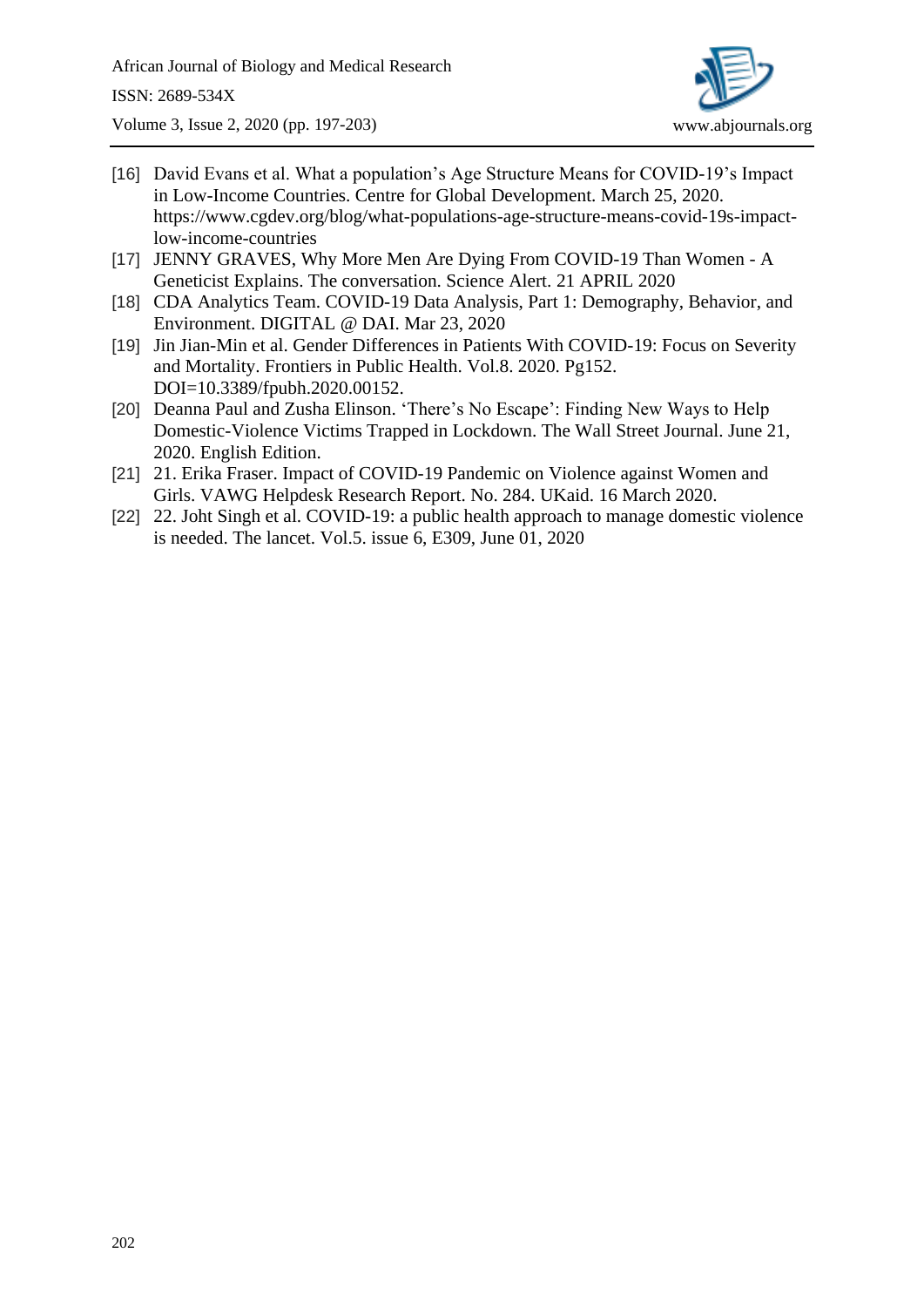[16] David Evans et al. What a population's Age Structure Means for COVID-19's Impact in Low-Income Countries. Centre for Global Development. March 25, 2020. https://www.cgdev.org/blog/what-populations-age-structure-means-covid-19s-impact-low-income-countries

[17] JENNY GRAVES, Why More Men Are Dying From COVID-19 Than Women - A Geneticist Explains. The conversation. Science Alert. 21 APRIL 2020

[18] CDA Analytics Team. COVID-19 Data Analysis, Part 1: Demography, Behavior, and Environment. DIGITAL @ DAI. Mar 23, 2020

[19] Jin Jian-Min et al. Gender Differences in Patients With COVID-19: Focus on Severity and Mortality. Frontiers in Public Health. Vol.8. 2020. Pg152. DOI=10.3389/fpubh.2020.00152.

[20] Deanna Paul and Zusha Elinson. 'There's No Escape': Finding New Ways to Help Domestic-Violence Victims Trapped in Lockdown. The Wall Street Journal. June 21, 2020. English Edition.

[21] 21. Erika Fraser. Impact of COVID-19 Pandemic on Violence against Women and Girls. VAWG Helpdesk Research Report. No. 284. UKaid. 16 March 2020.

[22] 22. Joht Singh et al. COVID-19: a public health approach to manage domestic violence is needed. The lancet. Vol.5. issue 6, E309, June 01, 2020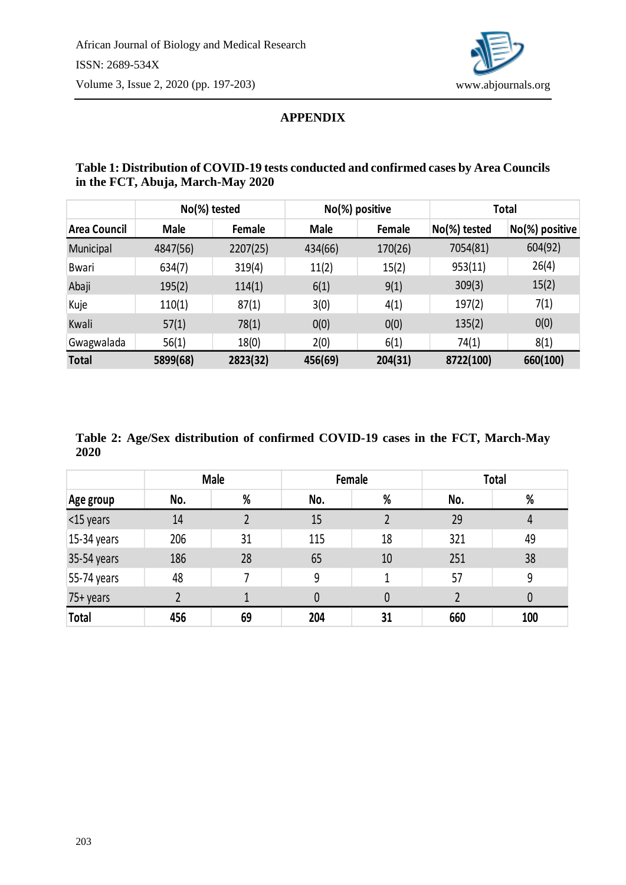## APPENDIX

**Table 1: Distribution of COVID-19 tests conducted and confirmed cases by Area Councils in the FCT, Abuja, March-May 2020**

| | No(%) tested | | No(%) positive | | Total | |
|---|---|---|---|---|---|---|
| **Area Council** | **Male** | **Female** | **Male** | **Female** | **No(%) tested** | **No(%) positive** |
| Municipal | 4847(56) | 2207(25) | 434(66) | 170(26) | 7054(81) | 604(92) |
| Bwari | 634(7) | 319(4) | 11(2) | 15(2) | 953(11) | 26(4) |
| Abaji | 195(2) | 114(1) | 6(1) | 9(1) | 309(3) | 15(2) |
| Kuje | 110(1) | 87(1) | 3(0) | 4(1) | 197(2) | 7(1) |
| Kwali | 57(1) | 78(1) | 0(0) | 0(0) | 135(2) | 0(0) |
| Gwagwalada | 56(1) | 18(0) | 2(0) | 6(1) | 74(1) | 8(1) |
| **Total** | **5899(68)** | **2823(32)** | **456(69)** | **204(31)** | **8722(100)** | **660(100)** |

**Table 2: Age/Sex distribution of confirmed COVID-19 cases in the FCT, March-May 2020**

| | Male | | Female | | Total | |
|---|---|---|---|---|---|---|
| **Age group** | **No.** | **%** | **No.** | **%** | **No.** | **%** |
| <15 years | 14 | 2 | 15 | 2 | 29 | 4 |
| 15-34 years | 206 | 31 | 115 | 18 | 321 | 49 |
| 35-54 years | 186 | 28 | 65 | 10 | 251 | 38 |
| 55-74 years | 48 | 7 | 9 | 1 | 57 | 9 |
| 75+ years | 2 | 1 | 0 | 0 | 2 | 0 |
| **Total** | **456** | **69** | **204** | **31** | **660** | **100** |